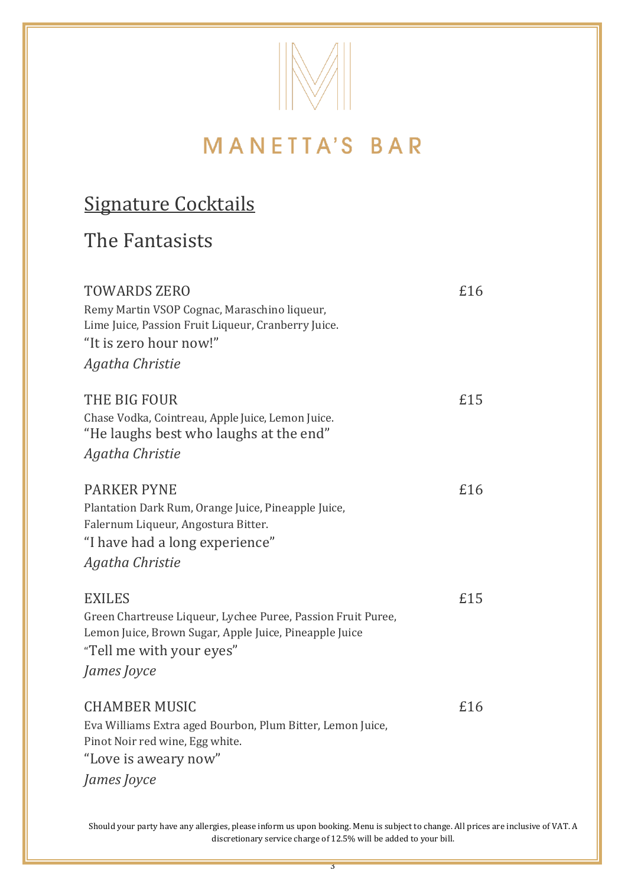# MANETTA'S BAR

## Signature Cocktails

### The Fantasists

TOWARDS ZERO £16
Remy Martin VSOP Cognac, Maraschino liqueur,
Lime Juice, Passion Fruit Liqueur, Cranberry Juice.
"It is zero hour now!"
*Agatha Christie*

THE BIG FOUR £15
Chase Vodka, Cointreau, Apple Juice, Lemon Juice.
"He laughs best who laughs at the end"
*Agatha Christie*

PARKER PYNE £16
Plantation Dark Rum, Orange Juice, Pineapple Juice,
Falernum Liqueur, Angostura Bitter.
"I have had a long experience"
*Agatha Christie*

EXILES £15
Green Chartreuse Liqueur, Lychee Puree, Passion Fruit Puree,
Lemon Juice, Brown Sugar, Apple Juice, Pineapple Juice
"Tell me with your eyes"
*James Joyce*

CHAMBER MUSIC £16
Eva Williams Extra aged Bourbon, Plum Bitter, Lemon Juice,
Pinot Noir red wine, Egg white.
"Love is aweary now"
*James Joyce*

Should your party have any allergies, please inform us upon booking. Menu is subject to change. All prices are inclusive of VAT. A discretionary service charge of 12.5% will be added to your bill.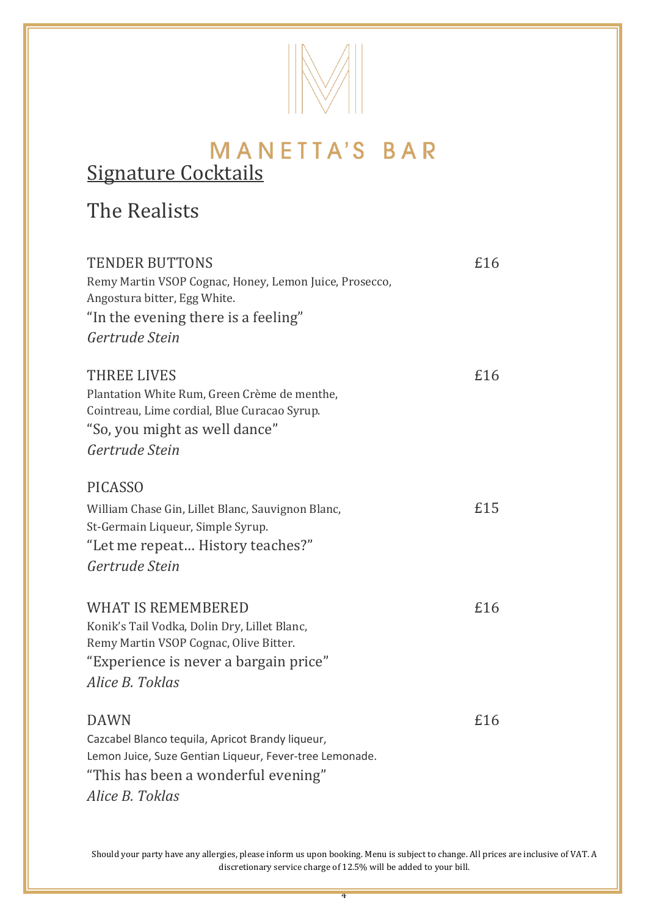# MANETTA'S BAR

## Signature Cocktails

## The Realists

TENDER BUTTONS — £16

Remy Martin VSOP Cognac, Honey, Lemon Juice, Prosecco, Angostura bitter, Egg White.

"In the evening there is a feeling"

*Gertrude Stein*

THREE LIVES — £16

Plantation White Rum, Green Crème de menthe, Cointreau, Lime cordial, Blue Curacao Syrup.

"So, you might as well dance"

*Gertrude Stein*

PICASSO — £15

William Chase Gin, Lillet Blanc, Sauvignon Blanc, St-Germain Liqueur, Simple Syrup.

"Let me repeat… History teaches?"

*Gertrude Stein*

WHAT IS REMEMBERED — £16

Konik's Tail Vodka, Dolin Dry, Lillet Blanc, Remy Martin VSOP Cognac, Olive Bitter.

"Experience is never a bargain price"

*Alice B. Toklas*

DAWN — £16

Cazcabel Blanco tequila, Apricot Brandy liqueur, Lemon Juice, Suze Gentian Liqueur, Fever-tree Lemonade.

"This has been a wonderful evening"

*Alice B. Toklas*

Should your party have any allergies, please inform us upon booking. Menu is subject to change. All prices are inclusive of VAT. A discretionary service charge of 12.5% will be added to your bill.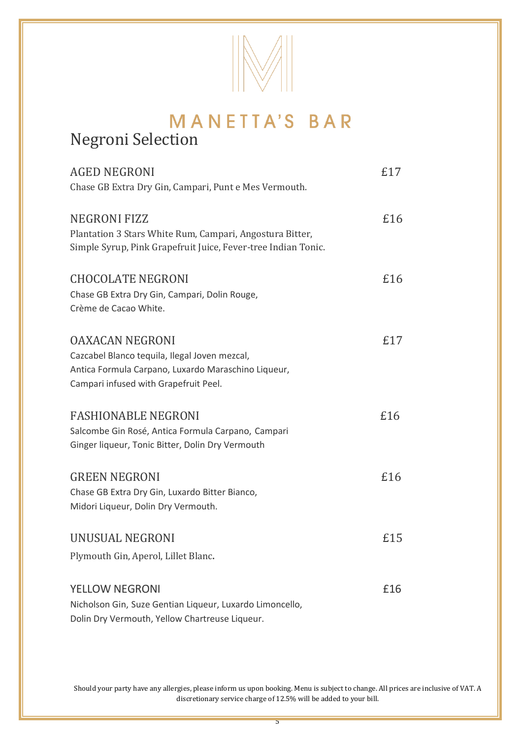# MANETTA'S BAR

## Negroni Selection

**AGED NEGRONI** £17
Chase GB Extra Dry Gin, Campari, Punt e Mes Vermouth.

**NEGRONI FIZZ** £16
Plantation 3 Stars White Rum, Campari, Angostura Bitter,
Simple Syrup, Pink Grapefruit Juice, Fever-tree Indian Tonic.

**CHOCOLATE NEGRONI** £16
Chase GB Extra Dry Gin, Campari, Dolin Rouge,
Crème de Cacao White.

**OAXACAN NEGRONI** £17
Cazcabel Blanco tequila, Ilegal Joven mezcal,
Antica Formula Carpano, Luxardo Maraschino Liqueur,
Campari infused with Grapefruit Peel.

**FASHIONABLE NEGRONI** £16
Salcombe Gin Rosé, Antica Formula Carpano, Campari
Ginger liqueur, Tonic Bitter, Dolin Dry Vermouth

**GREEN NEGRONI** £16
Chase GB Extra Dry Gin, Luxardo Bitter Bianco,
Midori Liqueur, Dolin Dry Vermouth.

**UNUSUAL NEGRONI** £15
Plymouth Gin, Aperol, Lillet Blanc.

**YELLOW NEGRONI** £16
Nicholson Gin, Suze Gentian Liqueur, Luxardo Limoncello,
Dolin Dry Vermouth, Yellow Chartreuse Liqueur.

Should your party have any allergies, please inform us upon booking. Menu is subject to change. All prices are inclusive of VAT. A discretionary service charge of 12.5% will be added to your bill.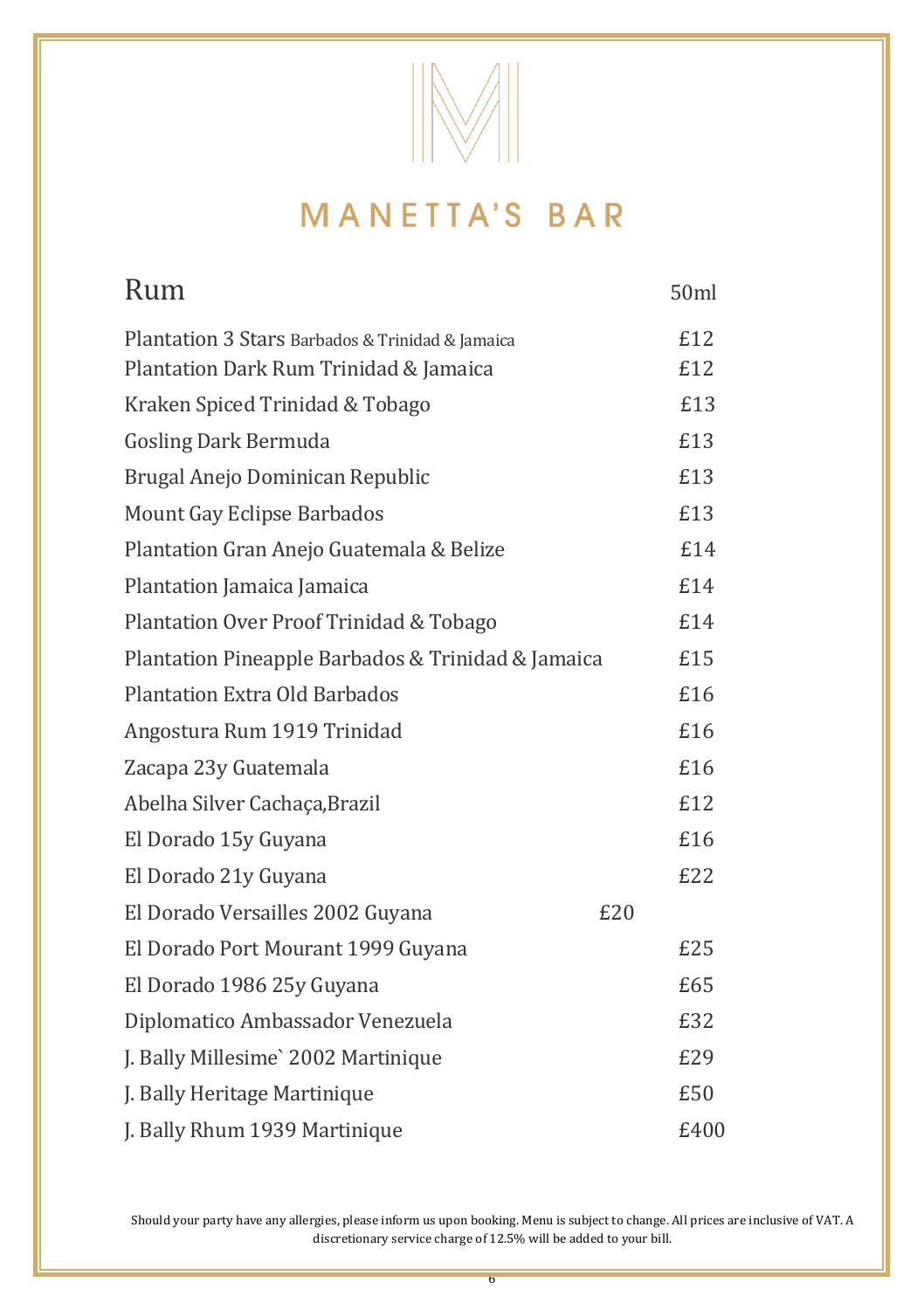# MANETTA'S BAR

## Rum

| | 50ml |
|---|---|
| Plantation 3 Stars Barbados & Trinidad & Jamaica | £12 |
| Plantation Dark Rum Trinidad & Jamaica | £12 |
| Kraken Spiced Trinidad & Tobago | £13 |
| Gosling Dark Bermuda | £13 |
| Brugal Anejo Dominican Republic | £13 |
| Mount Gay Eclipse Barbados | £13 |
| Plantation Gran Anejo Guatemala & Belize | £14 |
| Plantation Jamaica Jamaica | £14 |
| Plantation Over Proof Trinidad & Tobago | £14 |
| Plantation Pineapple Barbados & Trinidad & Jamaica | £15 |
| Plantation Extra Old Barbados | £16 |
| Angostura Rum 1919 Trinidad | £16 |
| Zacapa 23y Guatemala | £16 |
| Abelha Silver Cachaça,Brazil | £12 |
| El Dorado 15y Guyana | £16 |
| El Dorado 21y Guyana | £22 |
| El Dorado Versailles 2002 Guyana | £20 |
| El Dorado Port Mourant 1999 Guyana | £25 |
| El Dorado 1986 25y Guyana | £65 |
| Diplomatico Ambassador Venezuela | £32 |
| J. Bally Millesime` 2002 Martinique | £29 |
| J. Bally Heritage Martinique | £50 |
| J. Bally Rhum 1939 Martinique | £400 |

Should your party have any allergies, please inform us upon booking. Menu is subject to change. All prices are inclusive of VAT. A discretionary service charge of 12.5% will be added to your bill.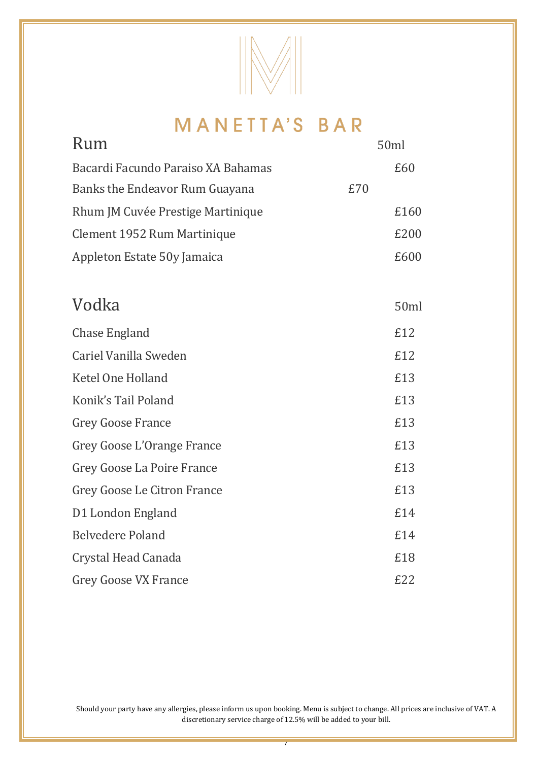# MANETTA'S BAR

## Rum

| Rum | 50ml |
| --- | --- |
| Bacardi Facundo Paraiso XA Bahamas | £60 |
| Banks the Endeavor Rum Guayana | £70 |
| Rhum JM Cuvée Prestige Martinique | £160 |
| Clement 1952 Rum Martinique | £200 |
| Appleton Estate 50y Jamaica | £600 |

## Vodka

| Vodka | 50ml |
| --- | --- |
| Chase England | £12 |
| Cariel Vanilla Sweden | £12 |
| Ketel One Holland | £13 |
| Konik's Tail Poland | £13 |
| Grey Goose France | £13 |
| Grey Goose L'Orange France | £13 |
| Grey Goose La Poire France | £13 |
| Grey Goose Le Citron France | £13 |
| D1 London England | £14 |
| Belvedere Poland | £14 |
| Crystal Head Canada | £18 |
| Grey Goose VX France | £22 |

Should your party have any allergies, please inform us upon booking. Menu is subject to change. All prices are inclusive of VAT. A discretionary service charge of 12.5% will be added to your bill.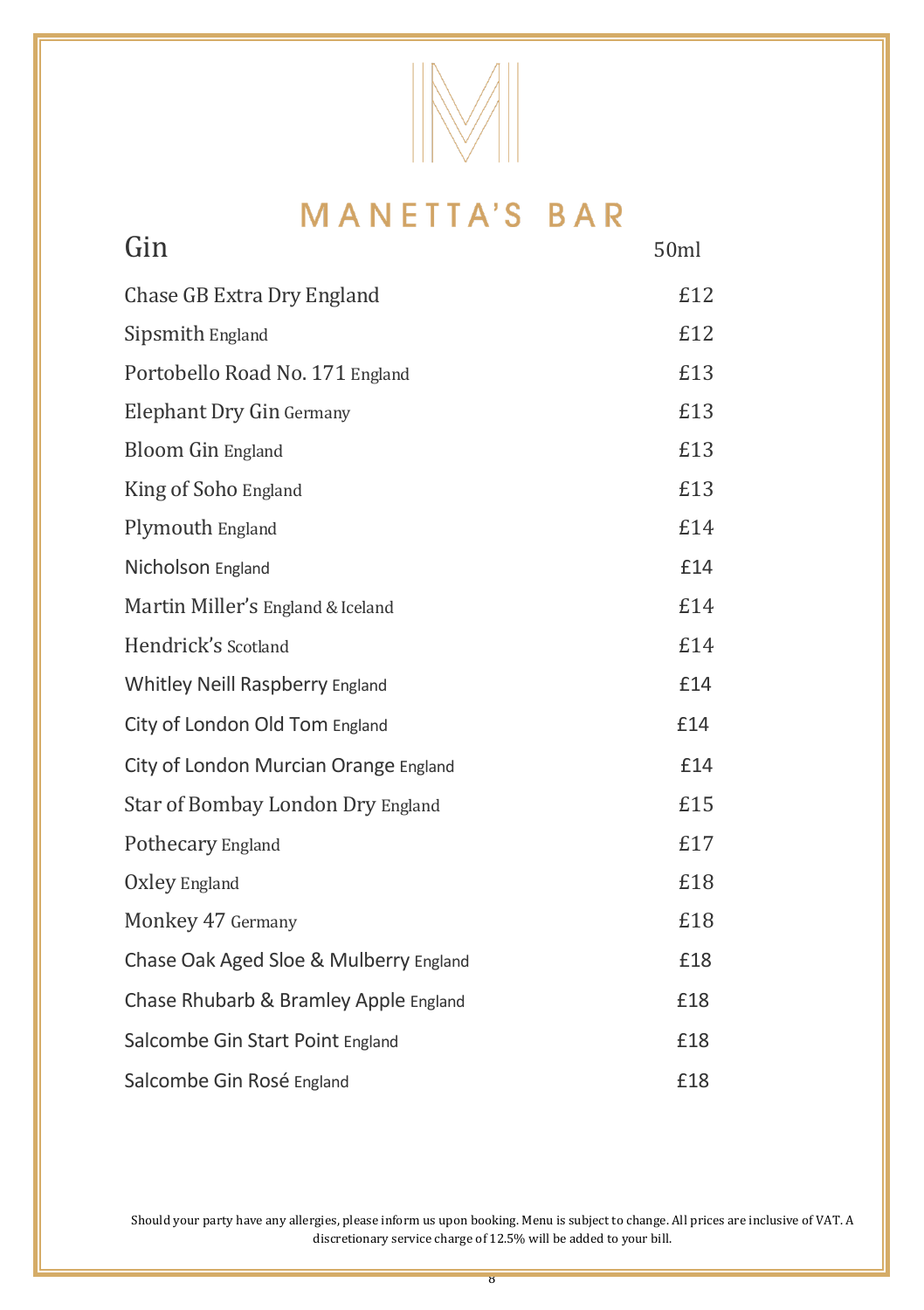# MANETTA'S BAR

## Gin

| Gin | 50ml |
|---|---|
| Chase GB Extra Dry England | £12 |
| Sipsmith England | £12 |
| Portobello Road No. 171 England | £13 |
| Elephant Dry Gin Germany | £13 |
| Bloom Gin England | £13 |
| King of Soho England | £13 |
| Plymouth England | £14 |
| Nicholson England | £14 |
| Martin Miller's England & Iceland | £14 |
| Hendrick's Scotland | £14 |
| Whitley Neill Raspberry England | £14 |
| City of London Old Tom England | £14 |
| City of London Murcian Orange England | £14 |
| Star of Bombay London Dry England | £15 |
| Pothecary England | £17 |
| Oxley England | £18 |
| Monkey 47 Germany | £18 |
| Chase Oak Aged Sloe & Mulberry England | £18 |
| Chase Rhubarb & Bramley Apple England | £18 |
| Salcombe Gin Start Point England | £18 |
| Salcombe Gin Rosé England | £18 |

Should your party have any allergies, please inform us upon booking. Menu is subject to change. All prices are inclusive of VAT. A discretionary service charge of 12.5% will be added to your bill.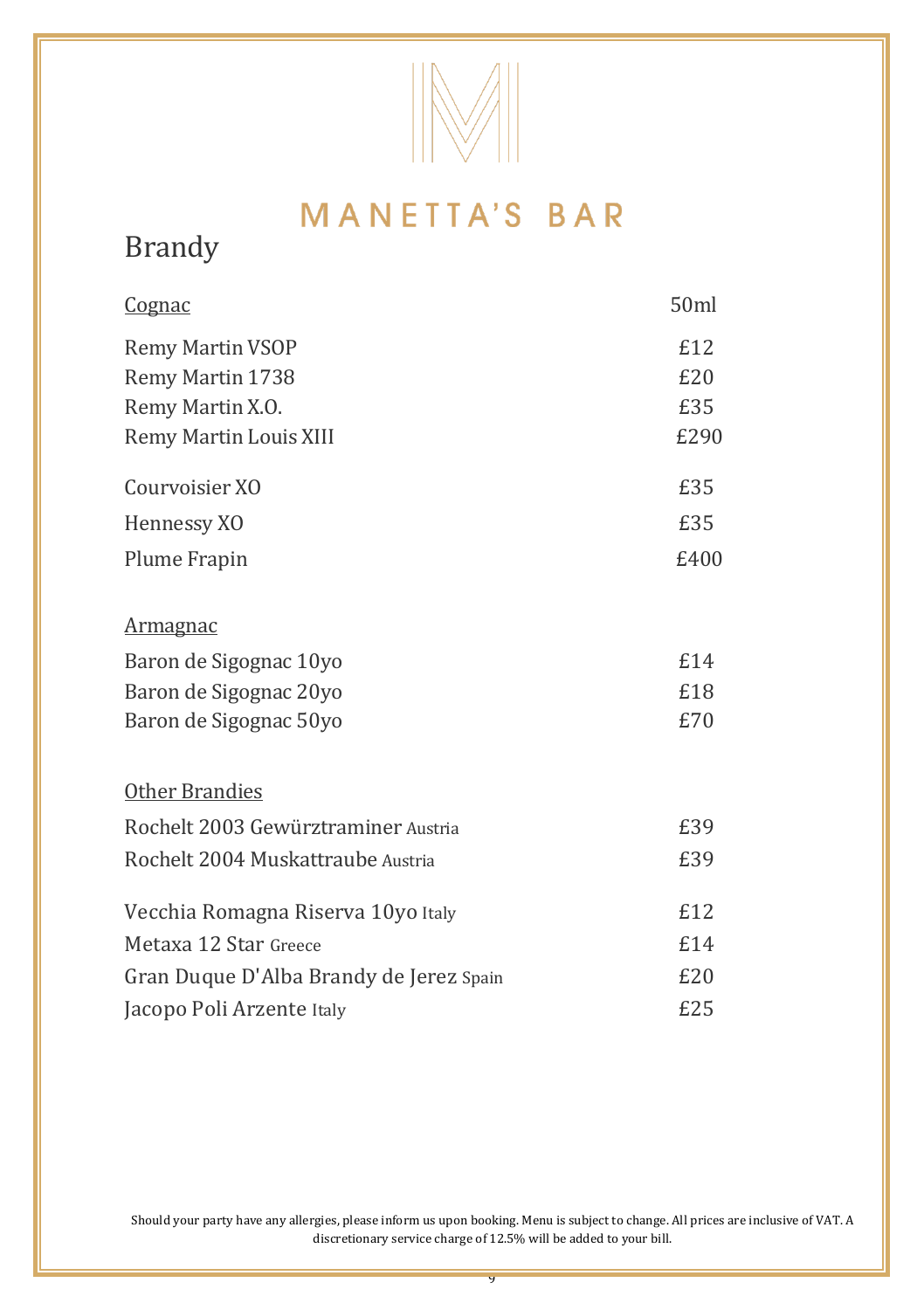# MANETTA'S BAR

## Brandy

| Cognac | 50ml |
| --- | --- |
| Remy Martin VSOP | £12 |
| Remy Martin 1738 | £20 |
| Remy Martin X.O. | £35 |
| Remy Martin Louis XIII | £290 |
| Courvoisier XO | £35 |
| Hennessy XO | £35 |
| Plume Frapin | £400 |

| Armagnac | |
| --- | --- |
| Baron de Sigognac 10yo | £14 |
| Baron de Sigognac 20yo | £18 |
| Baron de Sigognac 50yo | £70 |

| Other Brandies | |
| --- | --- |
| Rochelt 2003 Gewürztraminer Austria | £39 |
| Rochelt 2004 Muskattraube Austria | £39 |
| Vecchia Romagna Riserva 10yo Italy | £12 |
| Metaxa 12 Star Greece | £14 |
| Gran Duque D'Alba Brandy de Jerez Spain | £20 |
| Jacopo Poli Arzente Italy | £25 |

Should your party have any allergies, please inform us upon booking. Menu is subject to change. All prices are inclusive of VAT. A discretionary service charge of 12.5% will be added to your bill.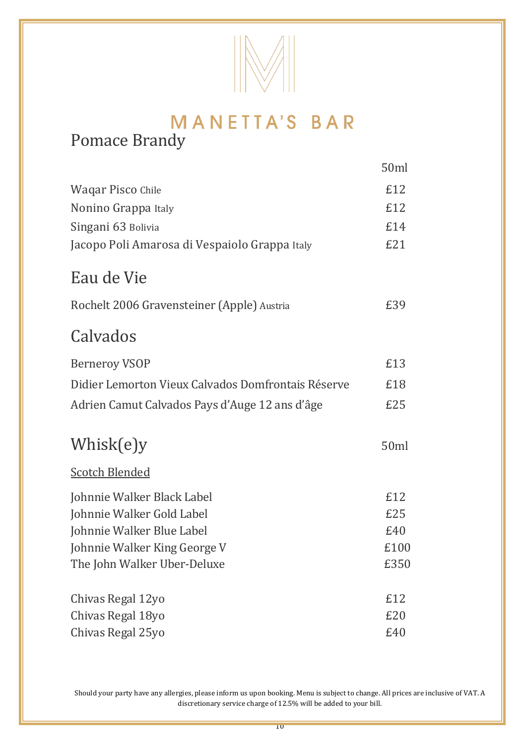# MANETTA'S BAR

## Pomace Brandy

| | 50ml |
|---|---|
| Waqar Pisco Chile | £12 |
| Nonino Grappa Italy | £12 |
| Singani 63 Bolivia | £14 |
| Jacopo Poli Amarosa di Vespaiolo Grappa Italy | £21 |

## Eau de Vie

| | |
|---|---|
| Rochelt 2006 Gravensteiner (Apple) Austria | £39 |

## Calvados

| | |
|---|---|
| Berneroy VSOP | £13 |
| Didier Lemorton Vieux Calvados Domfrontais Réserve | £18 |
| Adrien Camut Calvados Pays d'Auge 12 ans d'âge | £25 |

## Whisk(e)y

50ml

<u>Scotch Blended</u>

| | |
|---|---|
| Johnnie Walker Black Label | £12 |
| Johnnie Walker Gold Label | £25 |
| Johnnie Walker Blue Label | £40 |
| Johnnie Walker King George V | £100 |
| The John Walker Uber-Deluxe | £350 |
| Chivas Regal 12yo | £12 |
| Chivas Regal 18yo | £20 |
| Chivas Regal 25yo | £40 |

Should your party have any allergies, please inform us upon booking. Menu is subject to change. All prices are inclusive of VAT. A discretionary service charge of 12.5% will be added to your bill.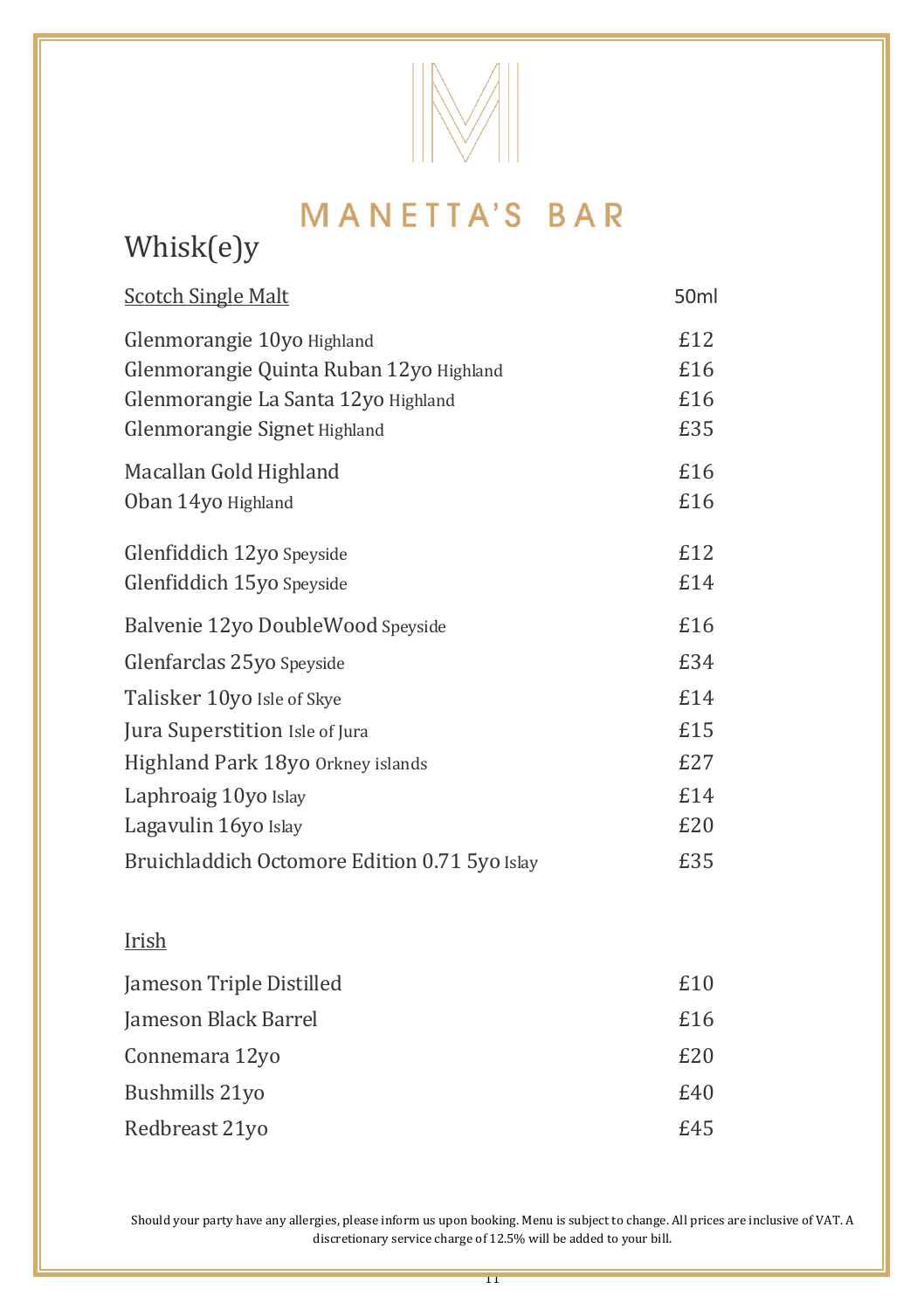# MANETTA'S BAR

## Whisk(e)y

| Scotch Single Malt | 50ml |
|---|---|
| Glenmorangie 10yo Highland | £12 |
| Glenmorangie Quinta Ruban 12yo Highland | £16 |
| Glenmorangie La Santa 12yo Highland | £16 |
| Glenmorangie Signet Highland | £35 |
| Macallan Gold Highland | £16 |
| Oban 14yo Highland | £16 |
| Glenfiddich 12yo Speyside | £12 |
| Glenfiddich 15yo Speyside | £14 |
| Balvenie 12yo DoubleWood Speyside | £16 |
| Glenfarclas 25yo Speyside | £34 |
| Talisker 10yo Isle of Skye | £14 |
| Jura Superstition Isle of Jura | £15 |
| Highland Park 18yo Orkney islands | £27 |
| Laphroaig 10yo Islay | £14 |
| Lagavulin 16yo Islay | £20 |
| Bruichladdich Octomore Edition 0.71 5yo Islay | £35 |

| Irish | |
|---|---|
| Jameson Triple Distilled | £10 |
| Jameson Black Barrel | £16 |
| Connemara 12yo | £20 |
| Bushmills 21yo | £40 |
| Redbreast 21yo | £45 |

Should your party have any allergies, please inform us upon booking. Menu is subject to change. All prices are inclusive of VAT. A discretionary service charge of 12.5% will be added to your bill.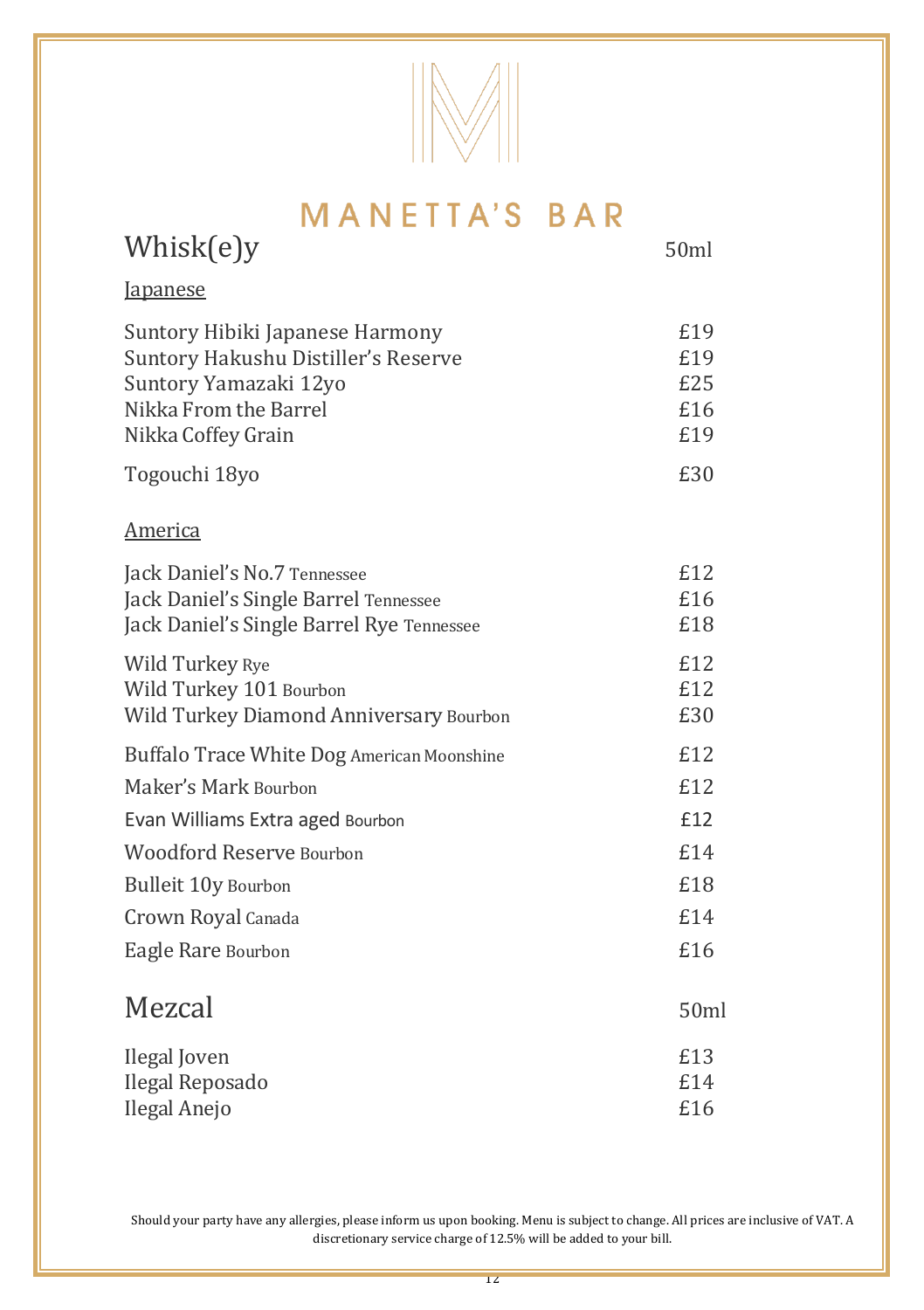# MANETTA'S BAR

## Whisk(e)y

| | 50ml |
|---|---|
| **Japanese** | |
| Suntory Hibiki Japanese Harmony | £19 |
| Suntory Hakushu Distiller's Reserve | £19 |
| Suntory Yamazaki 12yo | £25 |
| Nikka From the Barrel | £16 |
| Nikka Coffey Grain | £19 |
| Togouchi 18yo | £30 |
| **America** | |
| Jack Daniel's No.7 Tennessee | £12 |
| Jack Daniel's Single Barrel Tennessee | £16 |
| Jack Daniel's Single Barrel Rye Tennessee | £18 |
| Wild Turkey Rye | £12 |
| Wild Turkey 101 Bourbon | £12 |
| Wild Turkey Diamond Anniversary Bourbon | £30 |
| Buffalo Trace White Dog American Moonshine | £12 |
| Maker's Mark Bourbon | £12 |
| Evan Williams Extra aged Bourbon | £12 |
| Woodford Reserve Bourbon | £14 |
| Bulleit 10y Bourbon | £18 |
| Crown Royal Canada | £14 |
| Eagle Rare Bourbon | £16 |

## Mezcal

| | 50ml |
|---|---|
| Ilegal Joven | £13 |
| Ilegal Reposado | £14 |
| Ilegal Anejo | £16 |

Should your party have any allergies, please inform us upon booking. Menu is subject to change. All prices are inclusive of VAT. A discretionary service charge of 12.5% will be added to your bill.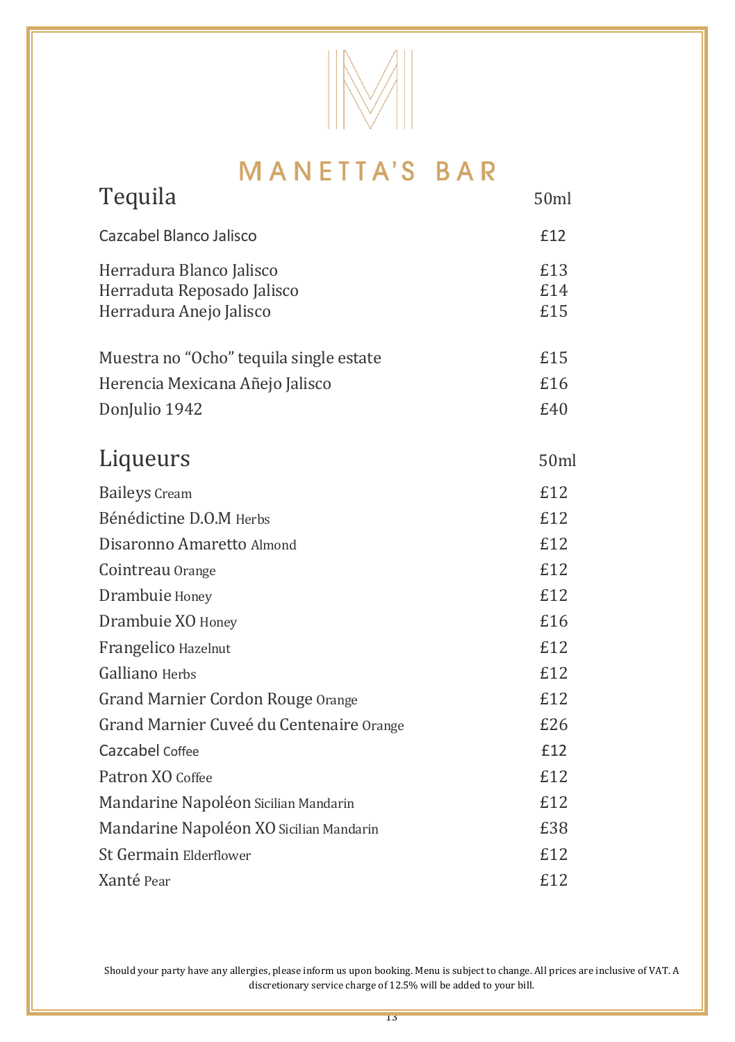# MANETTA'S BAR

## Tequila

| | 50ml |
|---|---|
| Cazcabel Blanco Jalisco | £12 |
| Herradura Blanco Jalisco | £13 |
| Herraduta Reposado Jalisco | £14 |
| Herradura Anejo Jalisco | £15 |
| Muestra no "Ocho" tequila single estate | £15 |
| Herencia Mexicana Añejo Jalisco | £16 |
| DonJulio 1942 | £40 |

## Liqueurs

| | 50ml |
|---|---|
| Baileys Cream | £12 |
| Bénédictine D.O.M Herbs | £12 |
| Disaronno Amaretto Almond | £12 |
| Cointreau Orange | £12 |
| Drambuie Honey | £12 |
| Drambuie XO Honey | £16 |
| Frangelico Hazelnut | £12 |
| Galliano Herbs | £12 |
| Grand Marnier Cordon Rouge Orange | £12 |
| Grand Marnier Cuveé du Centenaire Orange | £26 |
| Cazcabel Coffee | £12 |
| Patron XO Coffee | £12 |
| Mandarine Napoléon Sicilian Mandarin | £12 |
| Mandarine Napoléon XO Sicilian Mandarin | £38 |
| St Germain Elderflower | £12 |
| Xanté Pear | £12 |

Should your party have any allergies, please inform us upon booking. Menu is subject to change. All prices are inclusive of VAT. A discretionary service charge of 12.5% will be added to your bill.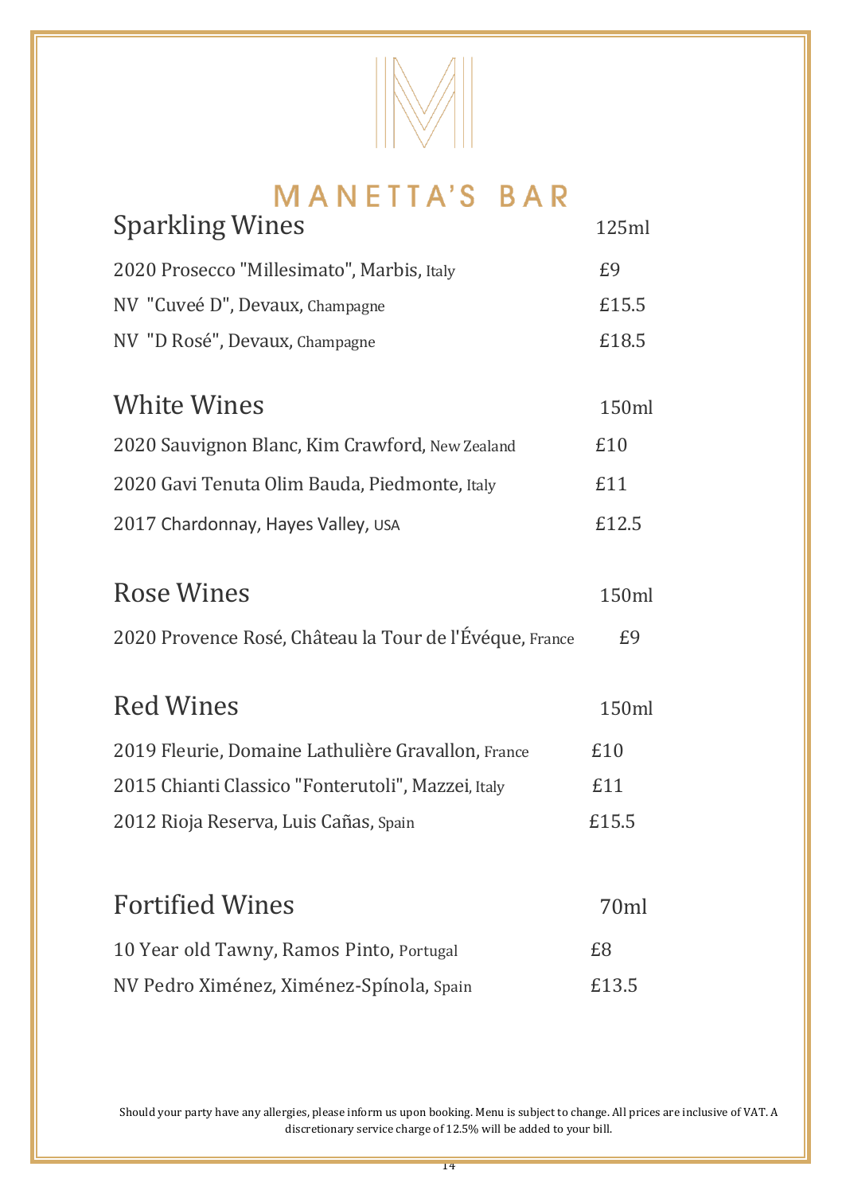# MANETTA'S BAR

## Sparkling Wines

| | 125ml |
|---|---|
| 2020 Prosecco "Millesimato", Marbis, Italy | £9 |
| NV "Cuveé D", Devaux, Champagne | £15.5 |
| NV "D Rosé", Devaux, Champagne | £18.5 |

## White Wines

| | 150ml |
|---|---|
| 2020 Sauvignon Blanc, Kim Crawford, New Zealand | £10 |
| 2020 Gavi Tenuta Olim Bauda, Piedmonte, Italy | £11 |
| 2017 Chardonnay, Hayes Valley, USA | £12.5 |

## Rose Wines

| | 150ml |
|---|---|
| 2020 Provence Rosé, Château la Tour de l'Évéque, France | £9 |

## Red Wines

| | 150ml |
|---|---|
| 2019 Fleurie, Domaine Lathulière Gravallon, France | £10 |
| 2015 Chianti Classico "Fonterutoli", Mazzei, Italy | £11 |
| 2012 Rioja Reserva, Luis Cañas, Spain | £15.5 |

## Fortified Wines

| | 70ml |
|---|---|
| 10 Year old Tawny, Ramos Pinto, Portugal | £8 |
| NV Pedro Ximénez, Ximénez-Spínola, Spain | £13.5 |

Should your party have any allergies, please inform us upon booking. Menu is subject to change. All prices are inclusive of VAT. A discretionary service charge of 12.5% will be added to your bill.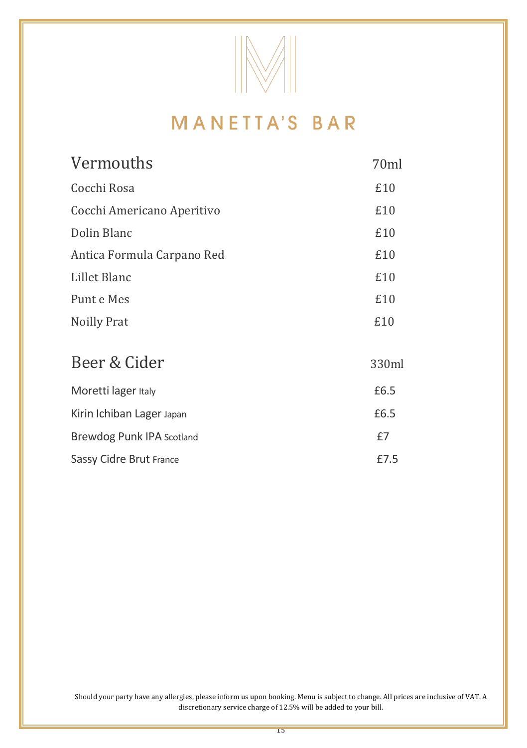# MANETTA'S BAR

| Vermouths | 70ml |
|---|---|
| Cocchi Rosa | £10 |
| Cocchi Americano Aperitivo | £10 |
| Dolin Blanc | £10 |
| Antica Formula Carpano Red | £10 |
| Lillet Blanc | £10 |
| Punt e Mes | £10 |
| Noilly Prat | £10 |

| Beer & Cider | 330ml |
|---|---|
| Moretti lager Italy | £6.5 |
| Kirin Ichiban Lager Japan | £6.5 |
| Brewdog Punk IPA Scotland | £7 |
| Sassy Cidre Brut France | £7.5 |

Should your party have any allergies, please inform us upon booking. Menu is subject to change. All prices are inclusive of VAT. A discretionary service charge of 12.5% will be added to your bill.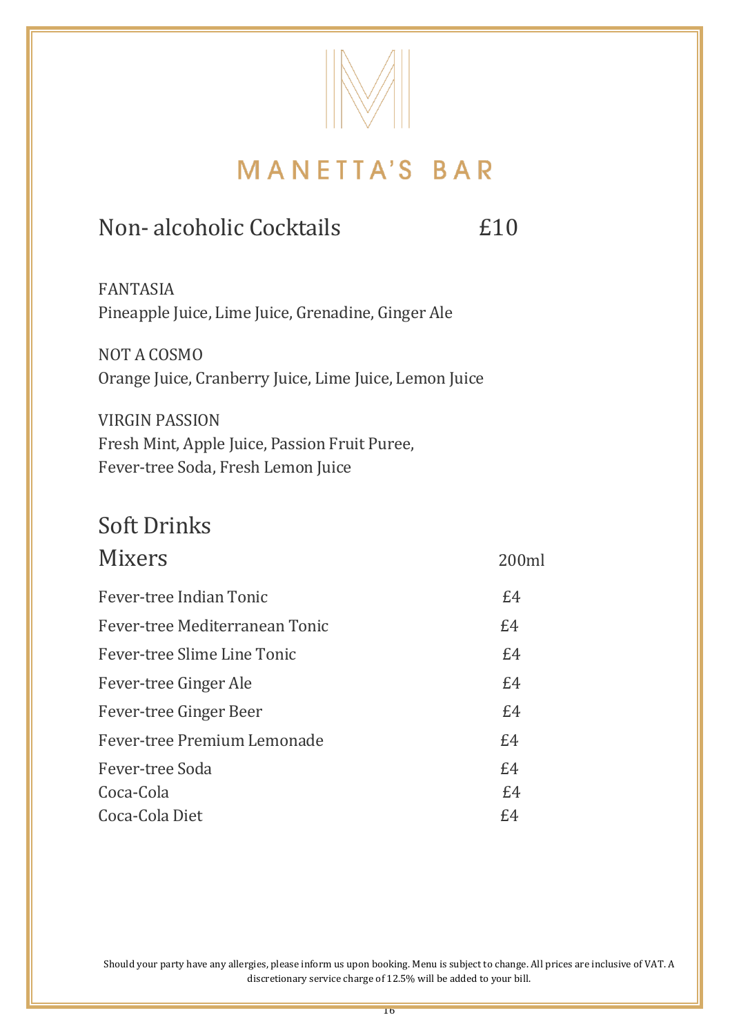# MANETTA'S BAR

## Non- alcoholic Cocktails £10

FANTASIA
Pineapple Juice, Lime Juice, Grenadine, Ginger Ale

NOT A COSMO
Orange Juice, Cranberry Juice, Lime Juice, Lemon Juice

VIRGIN PASSION
Fresh Mint, Apple Juice, Passion Fruit Puree,
Fever-tree Soda, Fresh Lemon Juice

## Soft Drinks

## Mixers

| | 200ml |
|---|---|
| Fever-tree Indian Tonic | £4 |
| Fever-tree Mediterranean Tonic | £4 |
| Fever-tree Slime Line Tonic | £4 |
| Fever-tree Ginger Ale | £4 |
| Fever-tree Ginger Beer | £4 |
| Fever-tree Premium Lemonade | £4 |
| Fever-tree Soda | £4 |
| Coca-Cola | £4 |
| Coca-Cola Diet | £4 |

Should your party have any allergies, please inform us upon booking. Menu is subject to change. All prices are inclusive of VAT. A discretionary service charge of 12.5% will be added to your bill.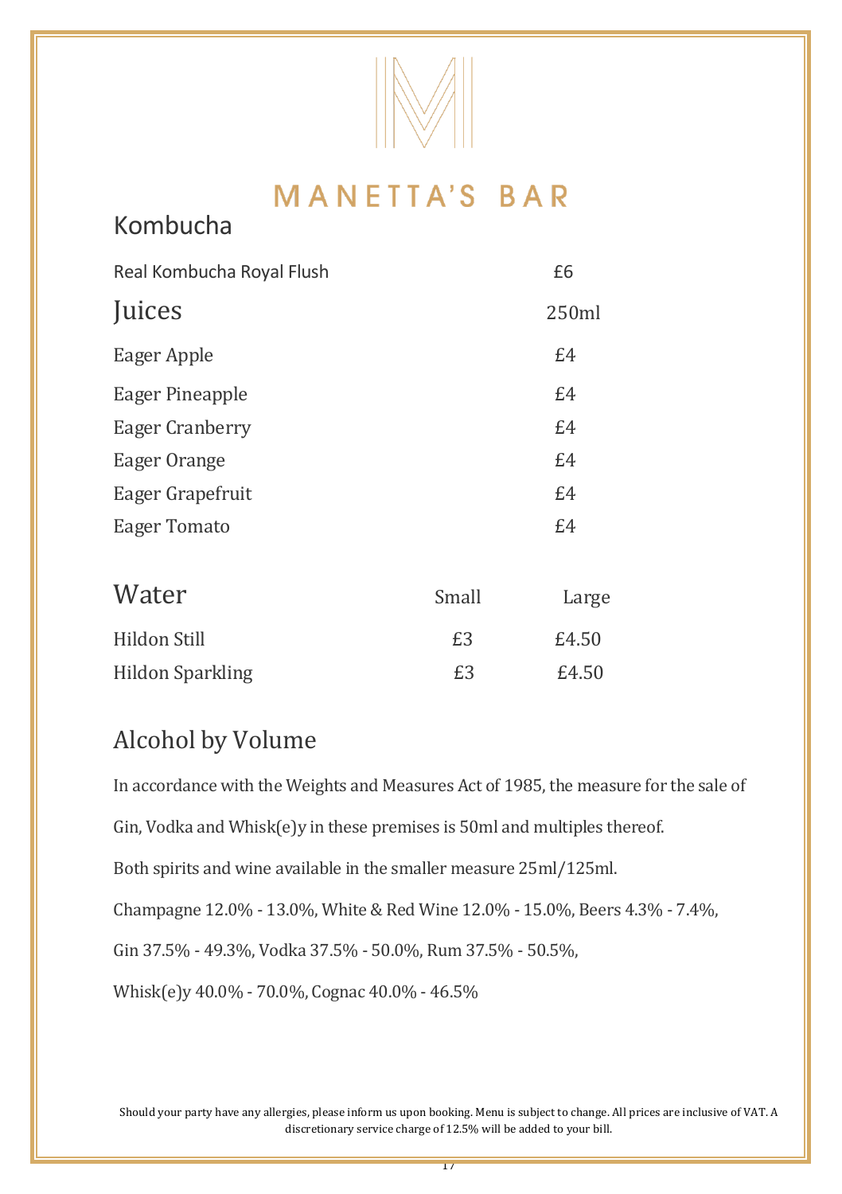# MANETTA'S BAR

## Kombucha

| | |
|---|---|
| Real Kombucha Royal Flush | £6 |

## Juices

| | 250ml |
|---|---|
| Eager Apple | £4 |
| Eager Pineapple | £4 |
| Eager Cranberry | £4 |
| Eager Orange | £4 |
| Eager Grapefruit | £4 |
| Eager Tomato | £4 |

## Water

| | Small | Large |
|---|---|---|
| Hildon Still | £3 | £4.50 |
| Hildon Sparkling | £3 | £4.50 |

## Alcohol by Volume

In accordance with the Weights and Measures Act of 1985, the measure for the sale of Gin, Vodka and Whisk(e)y in these premises is 50ml and multiples thereof.

Both spirits and wine available in the smaller measure 25ml/125ml.

Champagne 12.0% - 13.0%, White & Red Wine 12.0% - 15.0%, Beers 4.3% - 7.4%,

Gin 37.5% - 49.3%, Vodka 37.5% - 50.0%, Rum 37.5% - 50.5%,

Whisk(e)y 40.0% - 70.0%, Cognac 40.0% - 46.5%

Should your party have any allergies, please inform us upon booking. Menu is subject to change. All prices are inclusive of VAT. A discretionary service charge of 12.5% will be added to your bill.